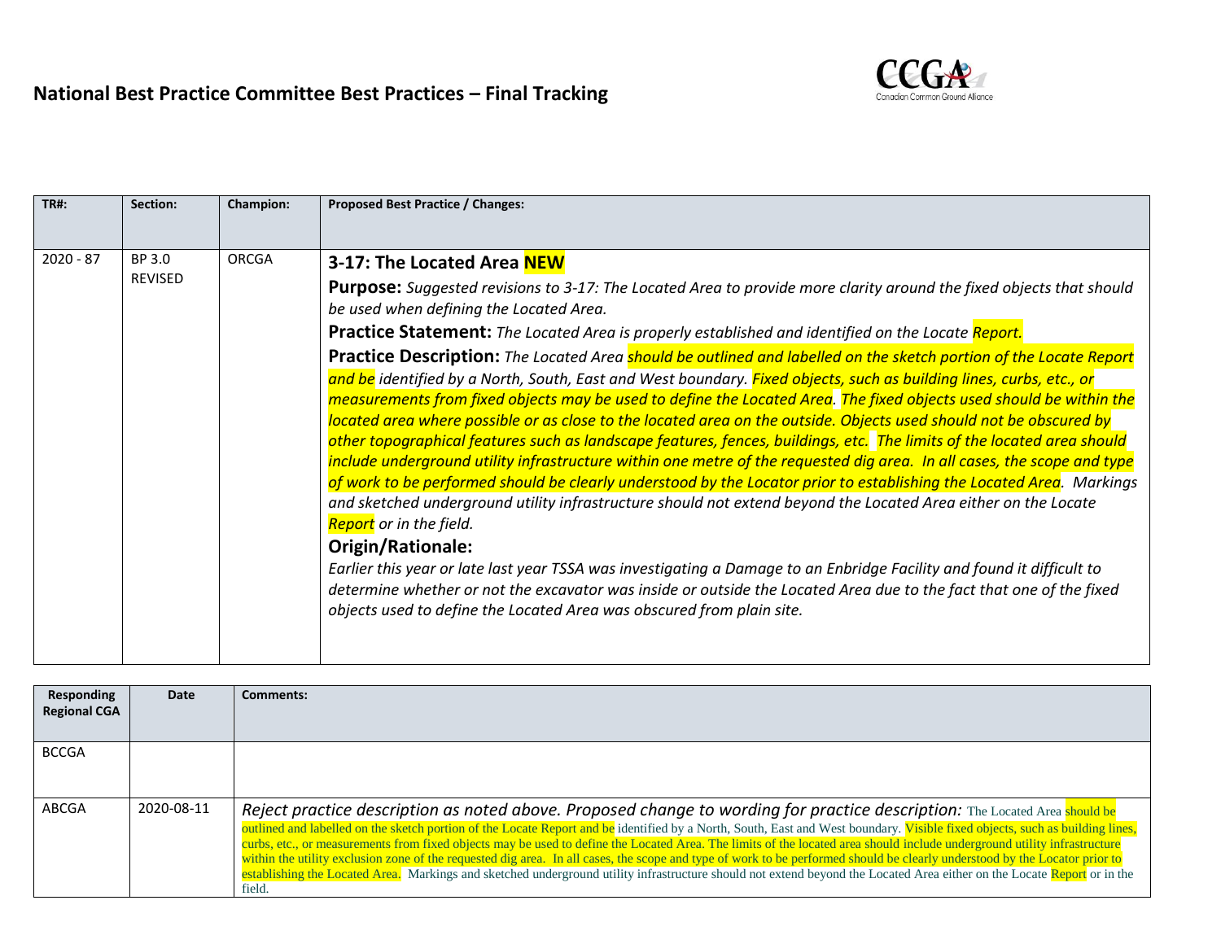# National Best Practice Committee Best Practices – Final Tracking

| TR#: | Section: | Champion: | Proposed Best Practice / Changes: |
|---|---|---|---|
| 2020 - 87 | BP 3.0 REVISED | ORCGA | **3-17: The Located Area NEW**<br><br>**Purpose:** *Suggested revisions to 3-17: The Located Area to provide more clarity around the fixed objects that should be used when defining the Located Area.*<br><br>**Practice Statement:** *The Located Area is properly established and identified on the Locate Report.*<br><br>**Practice Description:** *The Located Area should be outlined and labelled on the sketch portion of the Locate Report and be identified by a North, South, East and West boundary. Fixed objects, such as building lines, curbs, etc., or measurements from fixed objects may be used to define the Located Area. The fixed objects used should be within the located area where possible or as close to the located area on the outside. Objects used should not be obscured by other topographical features such as landscape features, fences, buildings, etc. The limits of the located area should include underground utility infrastructure within one metre of the requested dig area. In all cases, the scope and type of work to be performed should be clearly understood by the Locator prior to establishing the Located Area. Markings and sketched underground utility infrastructure should not extend beyond the Located Area either on the Locate Report or in the field.*<br><br>**Origin/Rationale:**<br>*Earlier this year or late last year TSSA was investigating a Damage to an Enbridge Facility and found it difficult to determine whether or not the excavator was inside or outside the Located Area due to the fact that one of the fixed objects used to define the Located Area was obscured from plain site.* |

| Responding Regional CGA | Date | Comments: |
|---|---|---|
| BCCGA | | |
| ABCGA | 2020-08-11 | *Reject practice description as noted above. Proposed change to wording for practice description:* The Located Area should be outlined and labelled on the sketch portion of the Locate Report and be identified by a North, South, East and West boundary. Visible fixed objects, such as building lines, curbs, etc., or measurements from fixed objects may be used to define the Located Area. The limits of the located area should include underground utility infrastructure within the utility exclusion zone of the requested dig area. In all cases, the scope and type of work to be performed should be clearly understood by the Locator prior to establishing the Located Area. Markings and sketched underground utility infrastructure should not extend beyond the Located Area either on the Locate Report or in the field. |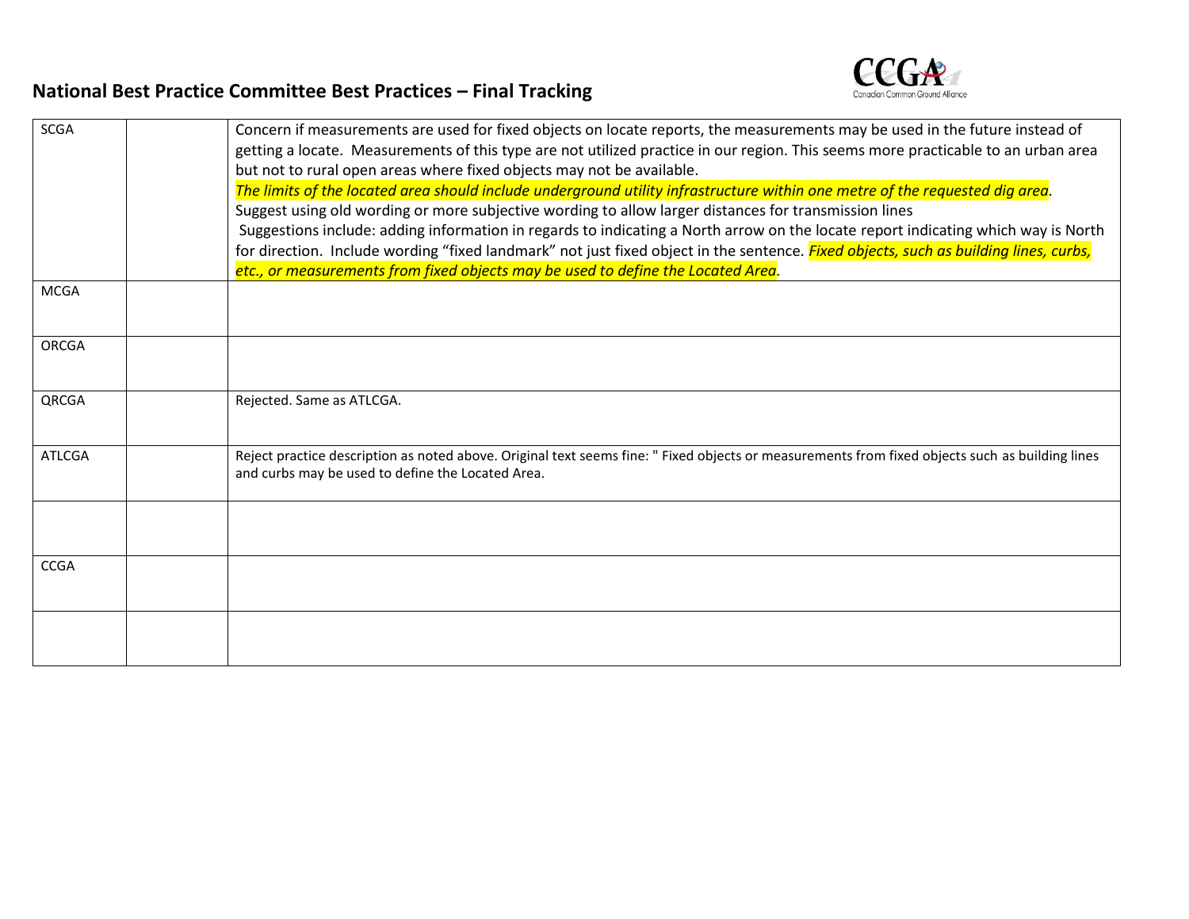## National Best Practice Committee Best Practices – Final Tracking

| | | |
|---|---|---|
| SCGA | | Concern if measurements are used for fixed objects on locate reports, the measurements may be used in the future instead of getting a locate. Measurements of this type are not utilized practice in our region. This seems more practicable to an urban area but not to rural open areas where fixed objects may not be available.<br>*The limits of the located area should include underground utility infrastructure within one metre of the requested dig area.*<br>Suggest using old wording or more subjective wording to allow larger distances for transmission lines<br>Suggestions include: adding information in regards to indicating a North arrow on the locate report indicating which way is North for direction. Include wording "fixed landmark" not just fixed object in the sentence. *Fixed objects, such as building lines, curbs, etc., or measurements from fixed objects may be used to define the Located Area.* |
| MCGA | | |
| ORCGA | | |
| QRCGA | | Rejected. Same as ATLCGA. |
| ATLCGA | | Reject practice description as noted above. Original text seems fine: " Fixed objects or measurements from fixed objects such as building lines and curbs may be used to define the Located Area. |
| | | |
| CCGA | | |
| | | |